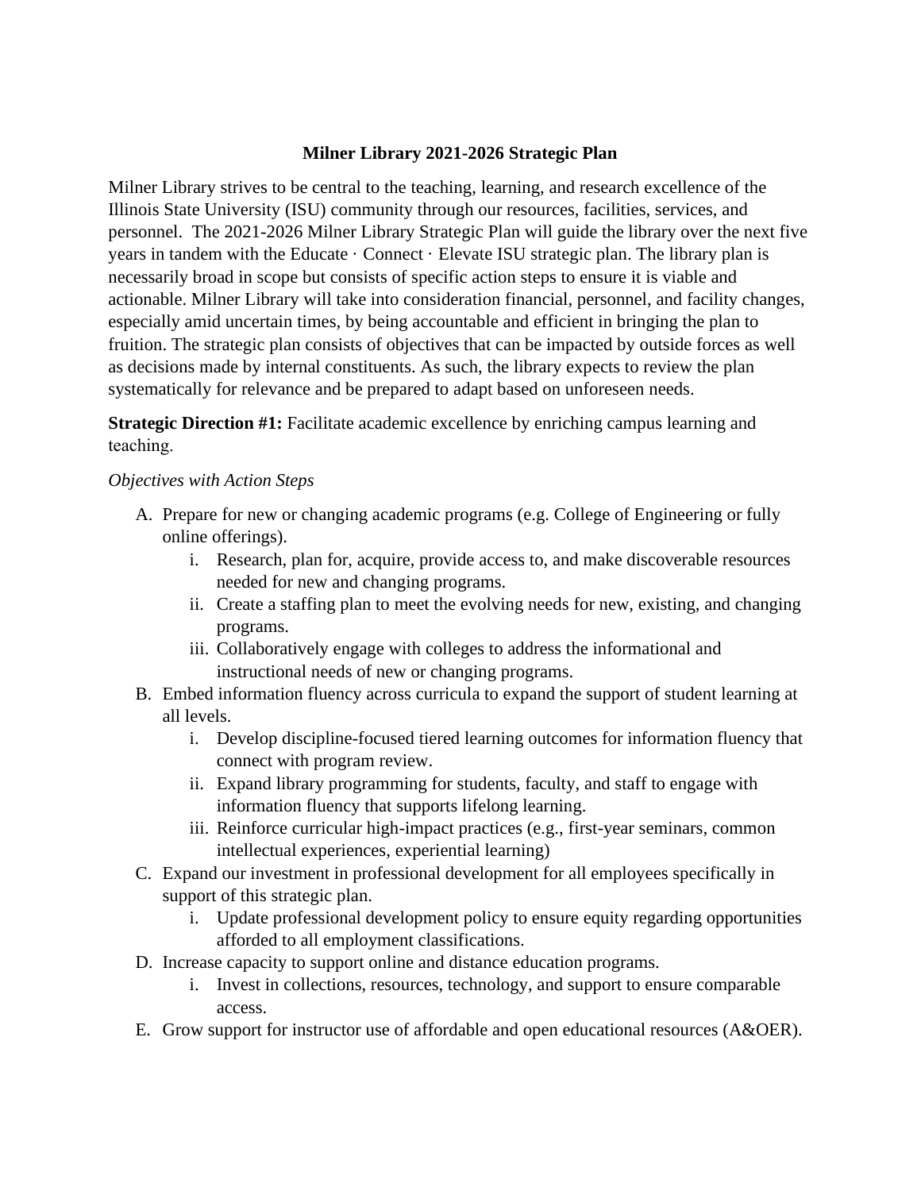# Milner Library 2021-2026 Strategic Plan

Milner Library strives to be central to the teaching, learning, and research excellence of the Illinois State University (ISU) community through our resources, facilities, services, and personnel. The 2021-2026 Milner Library Strategic Plan will guide the library over the next five years in tandem with the Educate · Connect · Elevate ISU strategic plan. The library plan is necessarily broad in scope but consists of specific action steps to ensure it is viable and actionable. Milner Library will take into consideration financial, personnel, and facility changes, especially amid uncertain times, by being accountable and efficient in bringing the plan to fruition. The strategic plan consists of objectives that can be impacted by outside forces as well as decisions made by internal constituents. As such, the library expects to review the plan systematically for relevance and be prepared to adapt based on unforeseen needs.

**Strategic Direction #1:** Facilitate academic excellence by enriching campus learning and teaching.

*Objectives with Action Steps*

A. Prepare for new or changing academic programs (e.g. College of Engineering or fully online offerings).
    i. Research, plan for, acquire, provide access to, and make discoverable resources needed for new and changing programs.
    ii. Create a staffing plan to meet the evolving needs for new, existing, and changing programs.
    iii. Collaboratively engage with colleges to address the informational and instructional needs of new or changing programs.
B. Embed information fluency across curricula to expand the support of student learning at all levels.
    i. Develop discipline-focused tiered learning outcomes for information fluency that connect with program review.
    ii. Expand library programming for students, faculty, and staff to engage with information fluency that supports lifelong learning.
    iii. Reinforce curricular high-impact practices (e.g., first-year seminars, common intellectual experiences, experiential learning)
C. Expand our investment in professional development for all employees specifically in support of this strategic plan.
    i. Update professional development policy to ensure equity regarding opportunities afforded to all employment classifications.
D. Increase capacity to support online and distance education programs.
    i. Invest in collections, resources, technology, and support to ensure comparable access.
E. Grow support for instructor use of affordable and open educational resources (A&OER).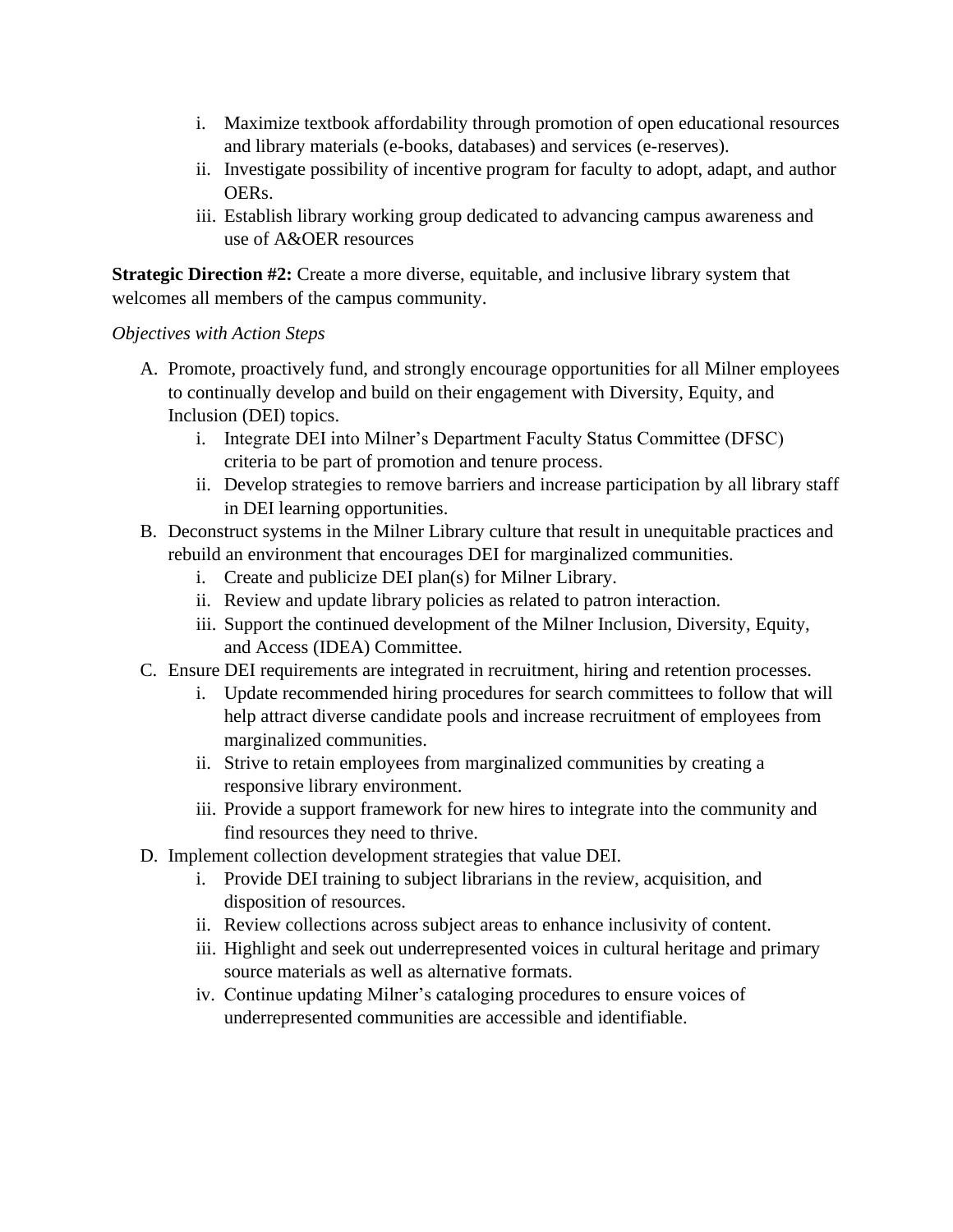i. Maximize textbook affordability through promotion of open educational resources and library materials (e-books, databases) and services (e-reserves).
   ii. Investigate possibility of incentive program for faculty to adopt, adapt, and author OERs.
   iii. Establish library working group dedicated to advancing campus awareness and use of A&OER resources

**Strategic Direction #2:** Create a more diverse, equitable, and inclusive library system that welcomes all members of the campus community.

*Objectives with Action Steps*

A. Promote, proactively fund, and strongly encourage opportunities for all Milner employees to continually develop and build on their engagement with Diversity, Equity, and Inclusion (DEI) topics.
   i. Integrate DEI into Milner's Department Faculty Status Committee (DFSC) criteria to be part of promotion and tenure process.
   ii. Develop strategies to remove barriers and increase participation by all library staff in DEI learning opportunities.

B. Deconstruct systems in the Milner Library culture that result in unequitable practices and rebuild an environment that encourages DEI for marginalized communities.
   i. Create and publicize DEI plan(s) for Milner Library.
   ii. Review and update library policies as related to patron interaction.
   iii. Support the continued development of the Milner Inclusion, Diversity, Equity, and Access (IDEA) Committee.

C. Ensure DEI requirements are integrated in recruitment, hiring and retention processes.
   i. Update recommended hiring procedures for search committees to follow that will help attract diverse candidate pools and increase recruitment of employees from marginalized communities.
   ii. Strive to retain employees from marginalized communities by creating a responsive library environment.
   iii. Provide a support framework for new hires to integrate into the community and find resources they need to thrive.

D. Implement collection development strategies that value DEI.
   i. Provide DEI training to subject librarians in the review, acquisition, and disposition of resources.
   ii. Review collections across subject areas to enhance inclusivity of content.
   iii. Highlight and seek out underrepresented voices in cultural heritage and primary source materials as well as alternative formats.
   iv. Continue updating Milner's cataloging procedures to ensure voices of underrepresented communities are accessible and identifiable.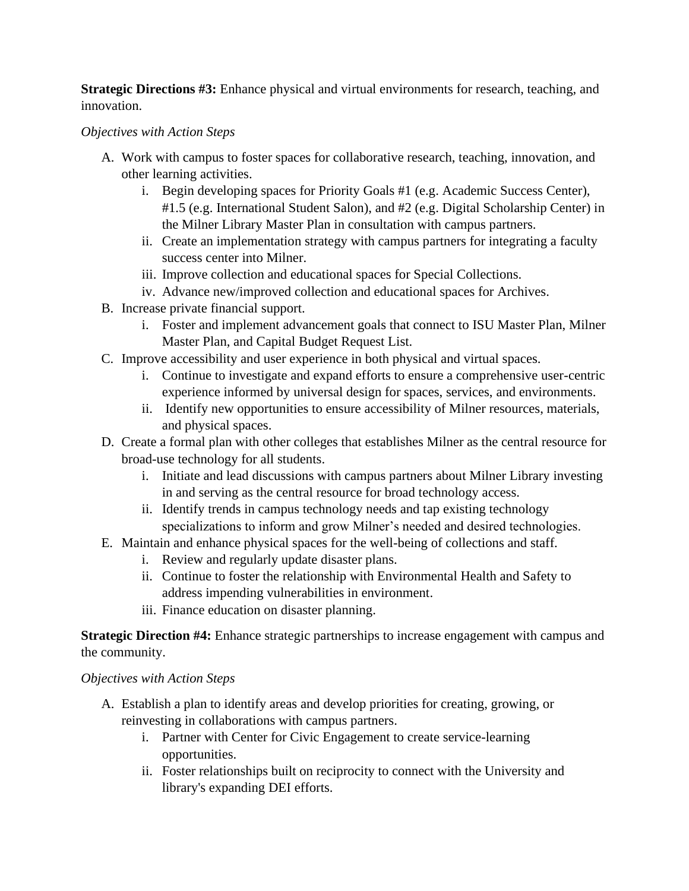**Strategic Directions #3:** Enhance physical and virtual environments for research, teaching, and innovation.

*Objectives with Action Steps*

A. Work with campus to foster spaces for collaborative research, teaching, innovation, and other learning activities.
    i. Begin developing spaces for Priority Goals #1 (e.g. Academic Success Center), #1.5 (e.g. International Student Salon), and #2 (e.g. Digital Scholarship Center) in the Milner Library Master Plan in consultation with campus partners.
    ii. Create an implementation strategy with campus partners for integrating a faculty success center into Milner.
    iii. Improve collection and educational spaces for Special Collections.
    iv. Advance new/improved collection and educational spaces for Archives.
B. Increase private financial support.
    i. Foster and implement advancement goals that connect to ISU Master Plan, Milner Master Plan, and Capital Budget Request List.
C. Improve accessibility and user experience in both physical and virtual spaces.
    i. Continue to investigate and expand efforts to ensure a comprehensive user-centric experience informed by universal design for spaces, services, and environments.
    ii. Identify new opportunities to ensure accessibility of Milner resources, materials, and physical spaces.
D. Create a formal plan with other colleges that establishes Milner as the central resource for broad-use technology for all students.
    i. Initiate and lead discussions with campus partners about Milner Library investing in and serving as the central resource for broad technology access.
    ii. Identify trends in campus technology needs and tap existing technology specializations to inform and grow Milner's needed and desired technologies.
E. Maintain and enhance physical spaces for the well-being of collections and staff.
    i. Review and regularly update disaster plans.
    ii. Continue to foster the relationship with Environmental Health and Safety to address impending vulnerabilities in environment.
    iii. Finance education on disaster planning.

**Strategic Direction #4:** Enhance strategic partnerships to increase engagement with campus and the community.

*Objectives with Action Steps*

A. Establish a plan to identify areas and develop priorities for creating, growing, or reinvesting in collaborations with campus partners.
    i. Partner with Center for Civic Engagement to create service-learning opportunities.
    ii. Foster relationships built on reciprocity to connect with the University and library's expanding DEI efforts.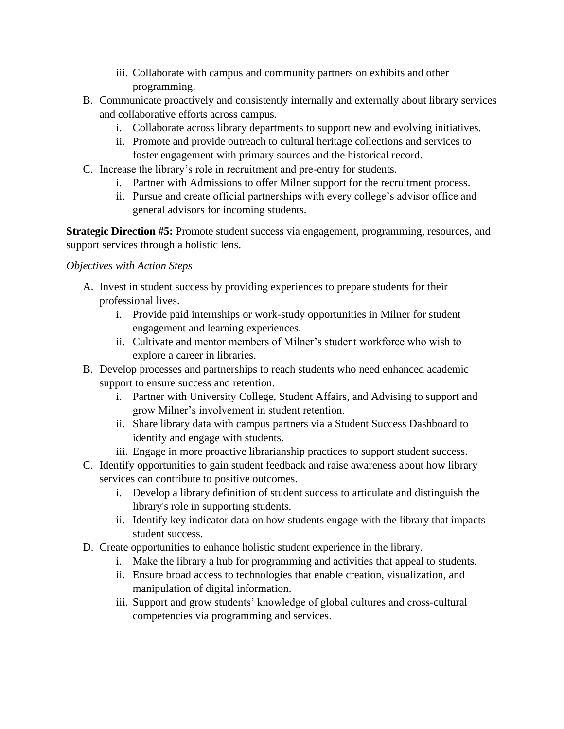iii. Collaborate with campus and community partners on exhibits and other programming.

B. Communicate proactively and consistently internally and externally about library services and collaborative efforts across campus.
   i. Collaborate across library departments to support new and evolving initiatives.
   ii. Promote and provide outreach to cultural heritage collections and services to foster engagement with primary sources and the historical record.

C. Increase the library's role in recruitment and pre-entry for students.
   i. Partner with Admissions to offer Milner support for the recruitment process.
   ii. Pursue and create official partnerships with every college's advisor office and general advisors for incoming students.

**Strategic Direction #5:** Promote student success via engagement, programming, resources, and support services through a holistic lens.

*Objectives with Action Steps*

A. Invest in student success by providing experiences to prepare students for their professional lives.
   i. Provide paid internships or work-study opportunities in Milner for student engagement and learning experiences.
   ii. Cultivate and mentor members of Milner's student workforce who wish to explore a career in libraries.

B. Develop processes and partnerships to reach students who need enhanced academic support to ensure success and retention.
   i. Partner with University College, Student Affairs, and Advising to support and grow Milner's involvement in student retention.
   ii. Share library data with campus partners via a Student Success Dashboard to identify and engage with students.
   iii. Engage in more proactive librarianship practices to support student success.

C. Identify opportunities to gain student feedback and raise awareness about how library services can contribute to positive outcomes.
   i. Develop a library definition of student success to articulate and distinguish the library's role in supporting students.
   ii. Identify key indicator data on how students engage with the library that impacts student success.

D. Create opportunities to enhance holistic student experience in the library.
   i. Make the library a hub for programming and activities that appeal to students.
   ii. Ensure broad access to technologies that enable creation, visualization, and manipulation of digital information.
   iii. Support and grow students' knowledge of global cultures and cross-cultural competencies via programming and services.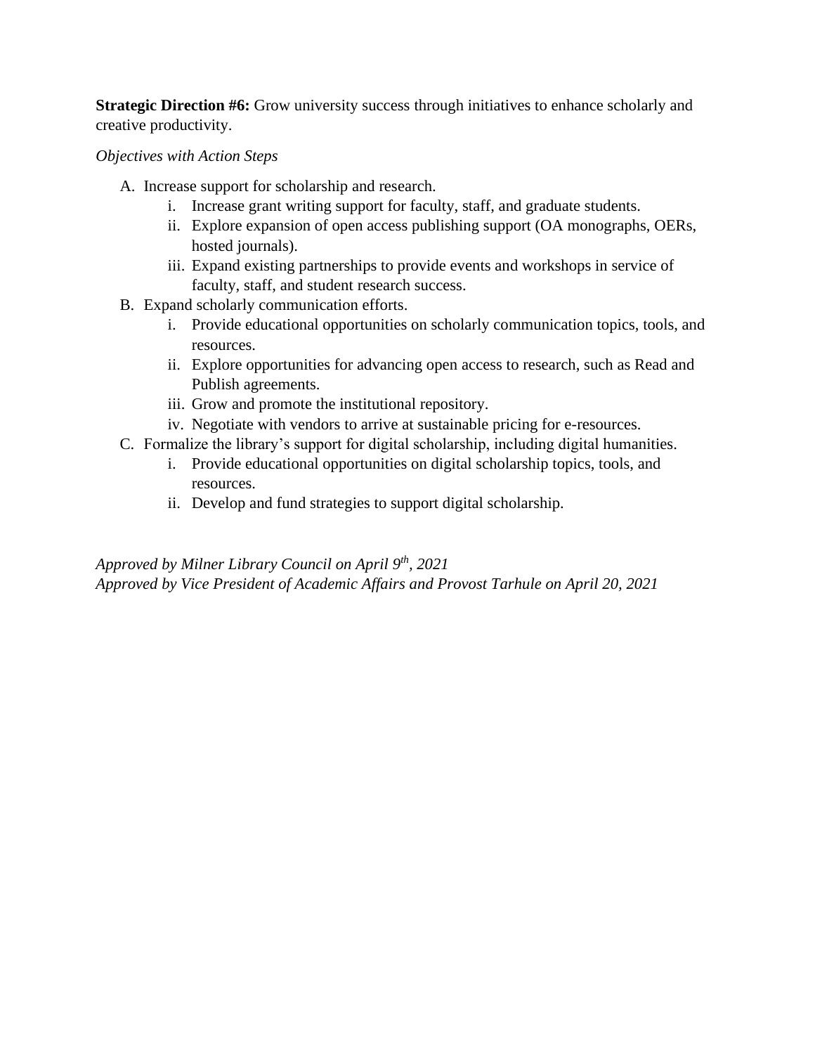**Strategic Direction #6:** Grow university success through initiatives to enhance scholarly and creative productivity.

*Objectives with Action Steps*

A. Increase support for scholarship and research.
    i. Increase grant writing support for faculty, staff, and graduate students.
    ii. Explore expansion of open access publishing support (OA monographs, OERs, hosted journals).
    iii. Expand existing partnerships to provide events and workshops in service of faculty, staff, and student research success.
B. Expand scholarly communication efforts.
    i. Provide educational opportunities on scholarly communication topics, tools, and resources.
    ii. Explore opportunities for advancing open access to research, such as Read and Publish agreements.
    iii. Grow and promote the institutional repository.
    iv. Negotiate with vendors to arrive at sustainable pricing for e-resources.
C. Formalize the library's support for digital scholarship, including digital humanities.
    i. Provide educational opportunities on digital scholarship topics, tools, and resources.
    ii. Develop and fund strategies to support digital scholarship.

*Approved by Milner Library Council on April 9th, 2021*
*Approved by Vice President of Academic Affairs and Provost Tarhule on April 20, 2021*